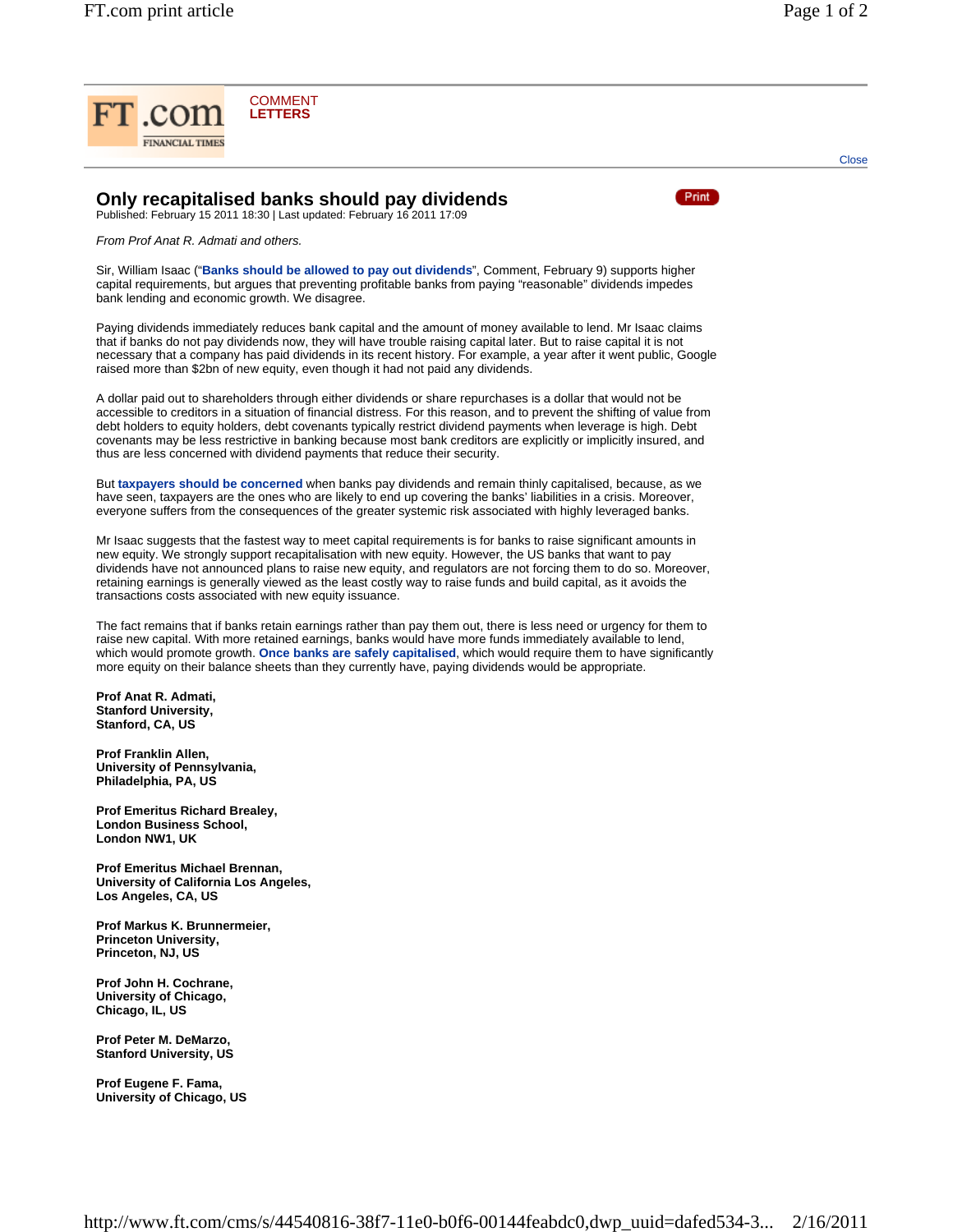COMMENT
**LETTERS**

# Only recapitalised banks should pay dividends

Published: February 15 2011 18:30 | Last updated: February 16 2011 17:09

*From Prof Anat R. Admati and others.*

Sir, William Isaac ("**Banks should be allowed to pay out dividends**", Comment, February 9) supports higher capital requirements, but argues that preventing profitable banks from paying "reasonable" dividends impedes bank lending and economic growth. We disagree.

Paying dividends immediately reduces bank capital and the amount of money available to lend. Mr Isaac claims that if banks do not pay dividends now, they will have trouble raising capital later. But to raise capital it is not necessary that a company has paid dividends in its recent history. For example, a year after it went public, Google raised more than $2bn of new equity, even though it had not paid any dividends.

A dollar paid out to shareholders through either dividends or share repurchases is a dollar that would not be accessible to creditors in a situation of financial distress. For this reason, and to prevent the shifting of value from debt holders to equity holders, debt covenants typically restrict dividend payments when leverage is high. Debt covenants may be less restrictive in banking because most bank creditors are explicitly or implicitly insured, and thus are less concerned with dividend payments that reduce their security.

But **taxpayers should be concerned** when banks pay dividends and remain thinly capitalised, because, as we have seen, taxpayers are the ones who are likely to end up covering the banks' liabilities in a crisis. Moreover, everyone suffers from the consequences of the greater systemic risk associated with highly leveraged banks.

Mr Isaac suggests that the fastest way to meet capital requirements is for banks to raise significant amounts in new equity. We strongly support recapitalisation with new equity. However, the US banks that want to pay dividends have not announced plans to raise new equity, and regulators are not forcing them to do so. Moreover, retaining earnings is generally viewed as the least costly way to raise funds and build capital, as it avoids the transactions costs associated with new equity issuance.

The fact remains that if banks retain earnings rather than pay them out, there is less need or urgency for them to raise new capital. With more retained earnings, banks would have more funds immediately available to lend, which would promote growth. **Once banks are safely capitalised**, which would require them to have significantly more equity on their balance sheets than they currently have, paying dividends would be appropriate.

**Prof Anat R. Admati,**
**Stanford University,**
**Stanford, CA, US**

**Prof Franklin Allen,**
**University of Pennsylvania,**
**Philadelphia, PA, US**

**Prof Emeritus Richard Brealey,**
**London Business School,**
**London NW1, UK**

**Prof Emeritus Michael Brennan,**
**University of California Los Angeles,**
**Los Angeles, CA, US**

**Prof Markus K. Brunnermeier,**
**Princeton University,**
**Princeton, NJ, US**

**Prof John H. Cochrane,**
**University of Chicago,**
**Chicago, IL, US**

**Prof Peter M. DeMarzo,**
**Stanford University, US**

**Prof Eugene F. Fama,**
**University of Chicago, US**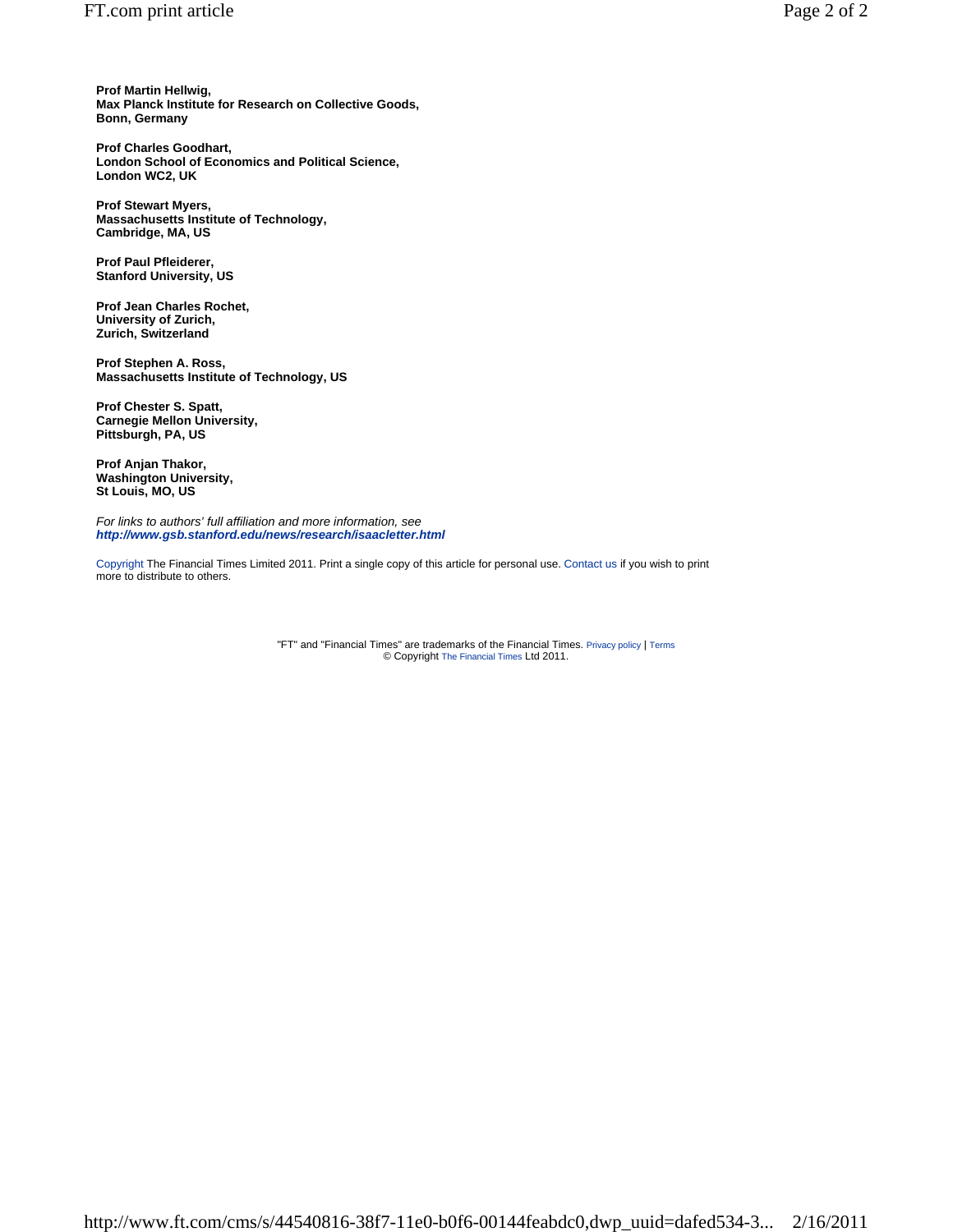**Prof Martin Hellwig,**
**Max Planck Institute for Research on Collective Goods,**
**Bonn, Germany**

**Prof Charles Goodhart,**
**London School of Economics and Political Science,**
**London WC2, UK**

**Prof Stewart Myers,**
**Massachusetts Institute of Technology,**
**Cambridge, MA, US**

**Prof Paul Pfleiderer,**
**Stanford University, US**

**Prof Jean Charles Rochet,**
**University of Zurich,**
**Zurich, Switzerland**

**Prof Stephen A. Ross,**
**Massachusetts Institute of Technology, US**

**Prof Chester S. Spatt,**
**Carnegie Mellon University,**
**Pittsburgh, PA, US**

**Prof Anjan Thakor,**
**Washington University,**
**St Louis, MO, US**

*For links to authors' full affiliation and more information, see*
***http://www.gsb.stanford.edu/news/research/isaacletter.html***

Copyright The Financial Times Limited 2011. Print a single copy of this article for personal use. Contact us if you wish to print more to distribute to others.

"FT" and "Financial Times" are trademarks of the Financial Times. Privacy policy | Terms
© Copyright The Financial Times Ltd 2011.